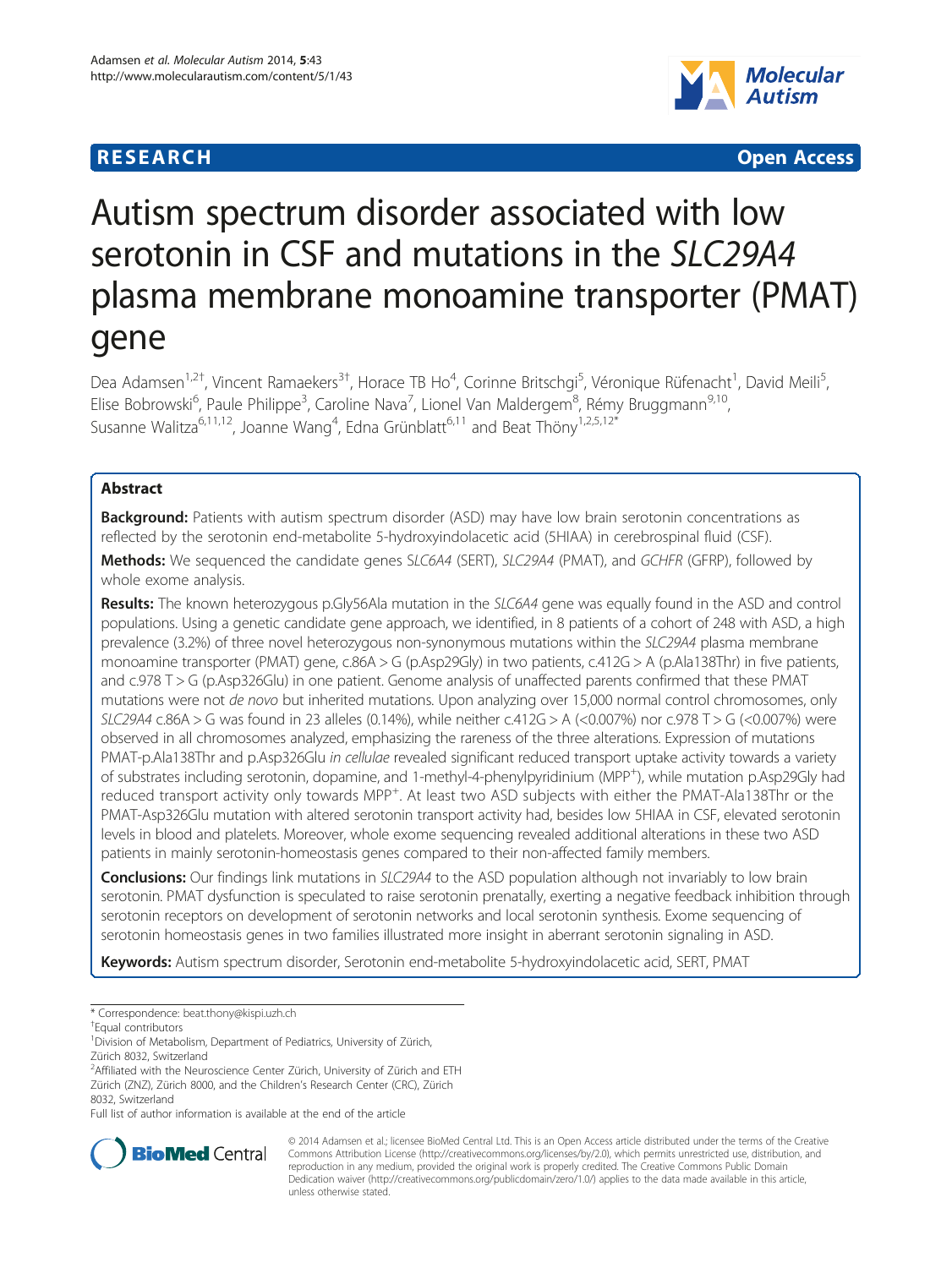RESEARCH Open Access

# Autism spectrum disorder associated with low serotonin in CSF and mutations in the *SLC29A4* plasma membrane monoamine transporter (PMAT) gene

Dea Adamsen[1,2†], Vincent Ramaekers[3†], Horace TB Ho[4], Corinne Britschgi[5], Véronique Rüfenacht[1], David Meili[5], Elise Bobrowski[6], Paule Philippe[3], Caroline Nava[7], Lionel Van Maldergem[8], Rémy Bruggmann[9,10], Susanne Walitza[6,11,12], Joanne Wang[4], Edna Grünblatt[6,11] and Beat Thöny[1,2,5,12*]

## Abstract

**Background:** Patients with autism spectrum disorder (ASD) may have low brain serotonin concentrations as reflected by the serotonin end-metabolite 5-hydroxyindolacetic acid (5HIAA) in cerebrospinal fluid (CSF).

**Methods:** We sequenced the candidate genes *SLC6A4* (SERT), *SLC29A4* (PMAT), and *GCHFR* (GFRP), followed by whole exome analysis.

**Results:** The known heterozygous p.Gly56Ala mutation in the *SLC6A4* gene was equally found in the ASD and control populations. Using a genetic candidate gene approach, we identified, in 8 patients of a cohort of 248 with ASD, a high prevalence (3.2%) of three novel heterozygous non-synonymous mutations within the *SLC29A4* plasma membrane monoamine transporter (PMAT) gene, c.86A > G (p.Asp29Gly) in two patients, c.412G > A (p.Ala138Thr) in five patients, and c.978 T > G (p.Asp326Glu) in one patient. Genome analysis of unaffected parents confirmed that these PMAT mutations were not *de novo* but inherited mutations. Upon analyzing over 15,000 normal control chromosomes, only *SLC29A4* c.86A > G was found in 23 alleles (0.14%), while neither c.412G > A (<0.007%) nor c.978 T > G (<0.007%) were observed in all chromosomes analyzed, emphasizing the rareness of the three alterations. Expression of mutations PMAT-p.Ala138Thr and p.Asp326Glu *in cellulae* revealed significant reduced transport uptake activity towards a variety of substrates including serotonin, dopamine, and 1-methyl-4-phenylpyridinium ($MPP^+$), while mutation p.Asp29Gly had reduced transport activity only towards $MPP^+$. At least two ASD subjects with either the PMAT-Ala138Thr or the PMAT-Asp326Glu mutation with altered serotonin transport activity had, besides low 5HIAA in CSF, elevated serotonin levels in blood and platelets. Moreover, whole exome sequencing revealed additional alterations in these two ASD patients in mainly serotonin-homeostasis genes compared to their non-affected family members.

**Conclusions:** Our findings link mutations in *SLC29A4* to the ASD population although not invariably to low brain serotonin. PMAT dysfunction is speculated to raise serotonin prenatally, exerting a negative feedback inhibition through serotonin receptors on development of serotonin networks and local serotonin synthesis. Exome sequencing of serotonin homeostasis genes in two families illustrated more insight in aberrant serotonin signaling in ASD.

**Keywords:** Autism spectrum disorder, Serotonin end-metabolite 5-hydroxyindolacetic acid, SERT, PMAT

---

\* Correspondence: beat.thony@kispi.uzh.ch

†Equal contributors

[1]Division of Metabolism, Department of Pediatrics, University of Zürich, Zürich 8032, Switzerland

[2]Affiliated with the Neuroscience Center Zürich, University of Zürich and ETH Zürich (ZNZ), Zürich 8000, and the Children's Research Center (CRC), Zürich 8032, Switzerland

Full list of author information is available at the end of the article

© 2014 Adamsen et al.; licensee BioMed Central Ltd. This is an Open Access article distributed under the terms of the Creative Commons Attribution License (http://creativecommons.org/licenses/by/2.0), which permits unrestricted use, distribution, and reproduction in any medium, provided the original work is properly credited. The Creative Commons Public Domain Dedication waiver (http://creativecommons.org/publicdomain/zero/1.0/) applies to the data made available in this article, unless otherwise stated.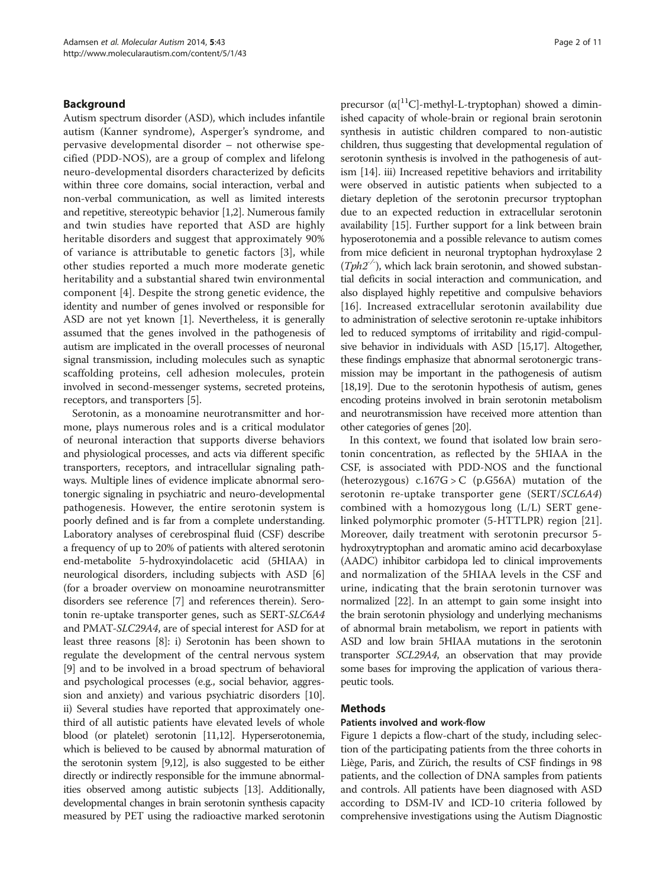## Background

Autism spectrum disorder (ASD), which includes infantile autism (Kanner syndrome), Asperger's syndrome, and pervasive developmental disorder – not otherwise specified (PDD-NOS), are a group of complex and lifelong neuro-developmental disorders characterized by deficits within three core domains, social interaction, verbal and non-verbal communication, as well as limited interests and repetitive, stereotypic behavior [1,2]. Numerous family and twin studies have reported that ASD are highly heritable disorders and suggest that approximately 90% of variance is attributable to genetic factors [3], while other studies reported a much more moderate genetic heritability and a substantial shared twin environmental component [4]. Despite the strong genetic evidence, the identity and number of genes involved or responsible for ASD are not yet known [1]. Nevertheless, it is generally assumed that the genes involved in the pathogenesis of autism are implicated in the overall processes of neuronal signal transmission, including molecules such as synaptic scaffolding proteins, cell adhesion molecules, protein involved in second-messenger systems, secreted proteins, receptors, and transporters [5].

Serotonin, as a monoamine neurotransmitter and hormone, plays numerous roles and is a critical modulator of neuronal interaction that supports diverse behaviors and physiological processes, and acts via different specific transporters, receptors, and intracellular signaling pathways. Multiple lines of evidence implicate abnormal serotonergic signaling in psychiatric and neuro-developmental pathogenesis. However, the entire serotonin system is poorly defined and is far from a complete understanding. Laboratory analyses of cerebrospinal fluid (CSF) describe a frequency of up to 20% of patients with altered serotonin end-metabolite 5-hydroxyindolacetic acid (5HIAA) in neurological disorders, including subjects with ASD [6] (for a broader overview on monoamine neurotransmitter disorders see reference [7] and references therein). Serotonin re-uptake transporter genes, such as SERT-*SLC6A4* and PMAT-*SLC29A4*, are of special interest for ASD for at least three reasons [8]: i) Serotonin has been shown to regulate the development of the central nervous system [9] and to be involved in a broad spectrum of behavioral and psychological processes (e.g., social behavior, aggression and anxiety) and various psychiatric disorders [10]. ii) Several studies have reported that approximately one-third of all autistic patients have elevated levels of whole blood (or platelet) serotonin [11,12]. Hyperserotonemia, which is believed to be caused by abnormal maturation of the serotonin system [9,12], is also suggested to be either directly or indirectly responsible for the immune abnormalities observed among autistic subjects [13]. Additionally, developmental changes in brain serotonin synthesis capacity measured by PET using the radioactive marked serotonin precursor (α[$^{11}$C]-methyl-L-tryptophan) showed a diminished capacity of whole-brain or regional brain serotonin synthesis in autistic children compared to non-autistic children, thus suggesting that developmental regulation of serotonin synthesis is involved in the pathogenesis of autism [14]. iii) Increased repetitive behaviors and irritability were observed in autistic patients when subjected to a dietary depletion of the serotonin precursor tryptophan due to an expected reduction in extracellular serotonin availability [15]. Further support for a link between brain hyposerotonemia and a possible relevance to autism comes from mice deficient in neuronal tryptophan hydroxylase 2 (*Tph2*$^{-/-}$), which lack brain serotonin, and showed substantial deficits in social interaction and communication, and also displayed highly repetitive and compulsive behaviors [16]. Increased extracellular serotonin availability due to administration of selective serotonin re-uptake inhibitors led to reduced symptoms of irritability and rigid-compulsive behavior in individuals with ASD [15,17]. Altogether, these findings emphasize that abnormal serotonergic transmission may be important in the pathogenesis of autism [18,19]. Due to the serotonin hypothesis of autism, genes encoding proteins involved in brain serotonin metabolism and neurotransmission have received more attention than other categories of genes [20].

In this context, we found that isolated low brain serotonin concentration, as reflected by the 5HIAA in the CSF, is associated with PDD-NOS and the functional (heterozygous) c.167G > C (p.G56A) mutation of the serotonin re-uptake transporter gene (SERT/*SCL6A4*) combined with a homozygous long (L/L) SERT gene-linked polymorphic promoter (5-HTTLPR) region [21]. Moreover, daily treatment with serotonin precursor 5-hydroxytryptophan and aromatic amino acid decarboxylase (AADC) inhibitor carbidopa led to clinical improvements and normalization of the 5HIAA levels in the CSF and urine, indicating that the brain serotonin turnover was normalized [22]. In an attempt to gain some insight into the brain serotonin physiology and underlying mechanisms of abnormal brain metabolism, we report in patients with ASD and low brain 5HIAA mutations in the serotonin transporter *SCL29A4*, an observation that may provide some bases for improving the application of various therapeutic tools.

## Methods

### Patients involved and work-flow

Figure 1 depicts a flow-chart of the study, including selection of the participating patients from the three cohorts in Liège, Paris, and Zürich, the results of CSF findings in 98 patients, and the collection of DNA samples from patients and controls. All patients have been diagnosed with ASD according to DSM-IV and ICD-10 criteria followed by comprehensive investigations using the Autism Diagnostic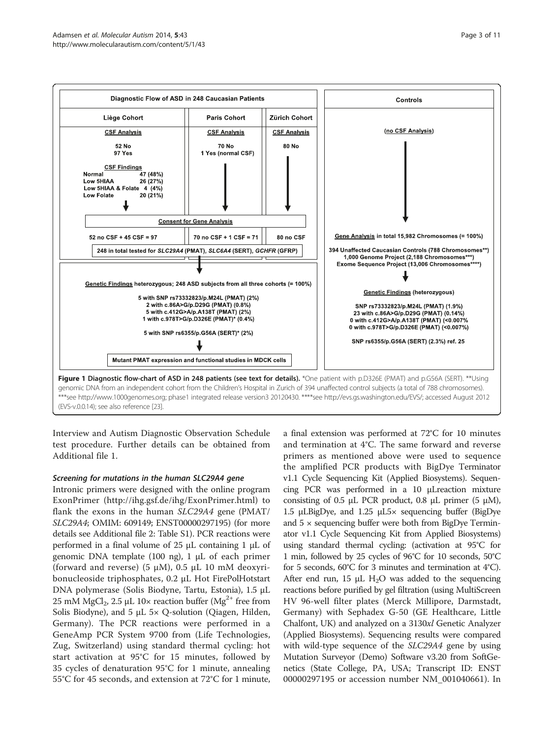Diagnostic Flow of ASD in 248 Caucasian Patients

| Liège Cohort | Paris Cohort | Zürich Cohort | Controls |
|---|---|---|---|
| **CSF Analysis** | **CSF Analysis** | **CSF Analysis** | (no CSF Analysis) |
| 52 No<br>97 Yes | 70 No<br>1 Yes (normal CSF) | 80 No | |
| **CSF Findings**<br>Normal 47 (48%)<br>Low 5HIAA 26 (27%)<br>Low 5HIAA & Folate 4 (4%)<br>Low Folate 20 (21%) | | | |

**Consent for Gene Analysis**

| Liège Cohort | Paris Cohort | Zürich Cohort |
|---|---|---|
| 52 no CSF + 45 CSF = 97 | 70 no CSF + 1 CSF = 71 | 80 no CSF |

248 in total tested for *SLC29A4* (PMAT), *SLC6A4* (SERT), *GCHFR* (GFRP)

**Genetic Findings** heterozygous; 248 ASD subjects from all three cohorts (= 100%)

5 with SNP rs73332823/p.M24L (PMAT) (2%)
2 with c.86A>G/p.D29G (PMAT) (0.8%)
5 with c.412G>A/p.A138T (PMAT) (2%)
1 with c.978T>G/p.D326E (PMAT)* (0.4%)

5 with SNP rs6355/p.G56A (SERT)* (2%)

Mutant PMAT expression and functional studies in MDCK cells

**Controls**

**Gene Analysis** in total 15,982 Chromosomes (= 100%)

394 Unaffected Caucasian Controls (788 Chromosomes**)
1,000 Genome Project (2,188 Chromosomes***)
Exome Sequence Project (13,006 Chromosomes****)

**Genetic Findings** (heterozygous)

SNP rs73332823/p.M24L (PMAT) (1.9%)
23 with c.86A>G/p.D29G (PMAT) (0.14%)
0 with c.412G>A/p.A138T (PMAT) (<0.007%)
0 with c.978T>G/p.D326E (PMAT) (<0.007%)

SNP rs6355/p.G56A (SERT) (2.3%) ref. 25

**Figure 1 Diagnostic flow-chart of ASD in 248 patients (see text for details).** *One patient with p.D326E (PMAT) and p.G56A (SERT). **Using genomic DNA from an independent cohort from the Children's Hospital in Zurich of 394 unaffected control subjects (a total of 788 chromosomes). ***see http://www.1000genomes.org; phase1 integrated release version3 20120430. ****see http://evs.gs.washington.edu/EVS/; accessed August 2012 (EVS-v.0.0.14); see also reference [23].

Interview and Autism Diagnostic Observation Schedule test procedure. Further details can be obtained from Additional file 1.

#### *Screening for mutations in the human SLC29A4 gene*

Intronic primers were designed with the online program ExonPrimer (http://ihg.gsf.de/ihg/ExonPrimer.html) to flank the exons in the human *SLC29A4* gene (PMAT/*SLC29A4*; OMIM: 609149; ENST00000297195) (for more details see Additional file 2: Table S1). PCR reactions were performed in a final volume of 25 μL containing 1 μL of genomic DNA template (100 ng), 1 μL of each primer (forward and reverse) (5 μM), 0.5 μL 10 mM deoxyribonucleoside triphosphates, 0.2 μL Hot FirePolHotstart DNA polymerase (Solis Biodyne, Tartu, Estonia), 1.5 μL 25 mM $MgCl_2$, 2.5 μL 10× reaction buffer ($Mg^{2+}$ free from Solis Biodyne), and 5 μL 5× Q-solution (Qiagen, Hilden, Germany). The PCR reactions were performed in a GeneAmp PCR System 9700 from (Life Technologies, Zug, Switzerland) using standard thermal cycling: hot start activation at 95°C for 15 minutes, followed by 35 cycles of denaturation 95°C for 1 minute, annealing 55°C for 45 seconds, and extension at 72°C for 1 minute, a final extension was performed at 72°C for 10 minutes and termination at 4°C. The same forward and reverse primers as mentioned above were used to sequence the amplified PCR products with BigDye Terminator v1.1 Cycle Sequencing Kit (Applied Biosystems). Sequencing PCR was performed in a 10 μLreaction mixture consisting of 0.5 μL PCR product, 0.8 μL primer (5 μM), 1.5 μLBigDye, and 1.25 μL5× sequencing buffer (BigDye and 5 × sequencing buffer were both from BigDye Terminator v1.1 Cycle Sequencing Kit from Applied Biosystems) using standard thermal cycling: (activation at 95°C for 1 min, followed by 25 cycles of 96°C for 10 seconds, 50°C for 5 seconds, 60°C for 3 minutes and termination at 4°C). After end run, 15 μL $H_2O$ was added to the sequencing reactions before purified by gel filtration (using MultiScreen HV 96-well filter plates (Merck Millipore, Darmstadt, Germany) with Sephadex G-50 (GE Healthcare, Little Chalfont, UK) and analyzed on a 3130*xl* Genetic Analyzer (Applied Biosystems). Sequencing results were compared with wild-type sequence of the *SLC29A4* gene by using Mutation Surveyor (Demo) Software v3.20 from SoftGenetics (State College, PA, USA; Transcript ID: ENST 00000297195 or accession number NM_001040661). In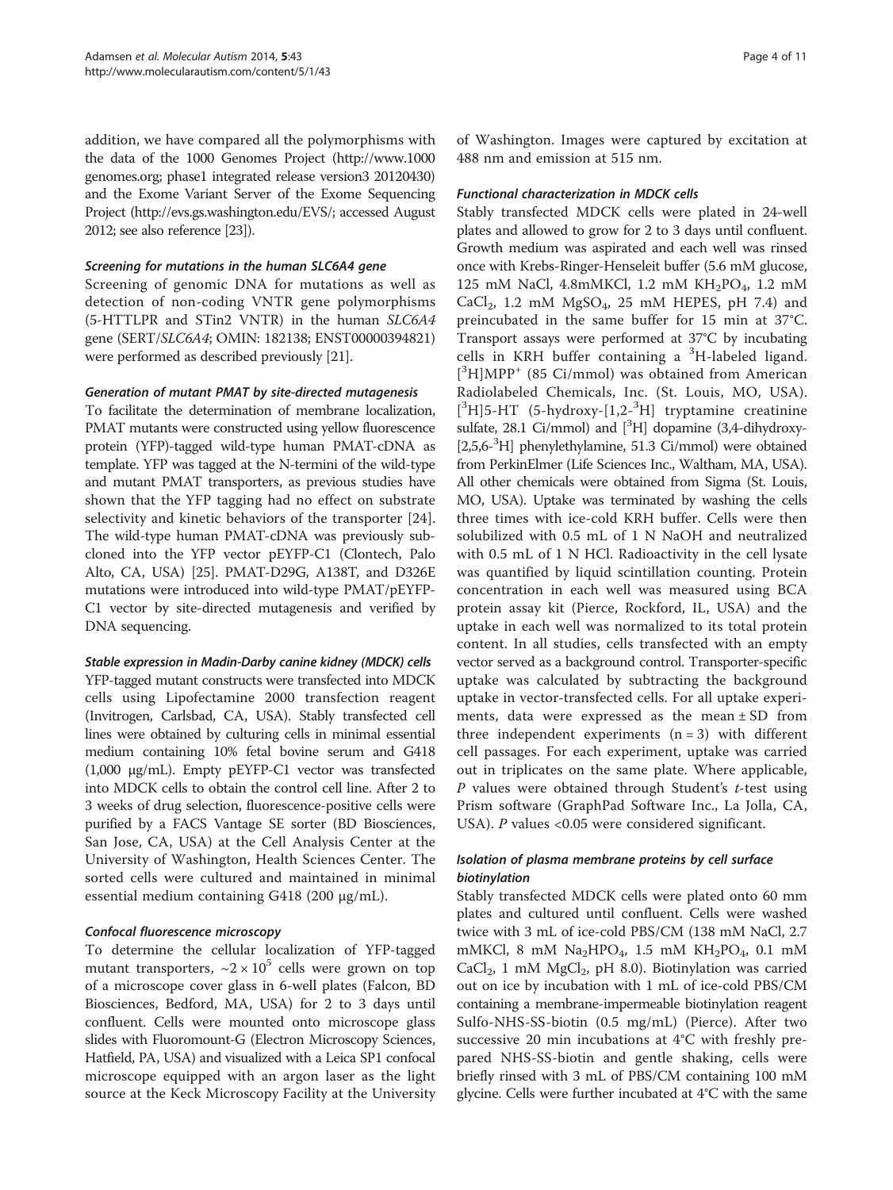addition, we have compared all the polymorphisms with the data of the 1000 Genomes Project (http://www.1000genomes.org; phase1 integrated release version3 20120430) and the Exome Variant Server of the Exome Sequencing Project (http://evs.gs.washington.edu/EVS/; accessed August 2012; see also reference [23]).

#### *Screening for mutations in the human SLC6A4 gene*

Screening of genomic DNA for mutations as well as detection of non-coding VNTR gene polymorphisms (5-HTTLPR and STin2 VNTR) in the human *SLC6A4* gene (SERT/*SLC6A4*; OMIN: 182138; ENST00000394821) were performed as described previously [21].

#### *Generation of mutant PMAT by site-directed mutagenesis*

To facilitate the determination of membrane localization, PMAT mutants were constructed using yellow fluorescence protein (YFP)-tagged wild-type human PMAT-cDNA as template. YFP was tagged at the N-termini of the wild-type and mutant PMAT transporters, as previous studies have shown that the YFP tagging had no effect on substrate selectivity and kinetic behaviors of the transporter [24]. The wild-type human PMAT-cDNA was previously subcloned into the YFP vector pEYFP-C1 (Clontech, Palo Alto, CA, USA) [25]. PMAT-D29G, A138T, and D326E mutations were introduced into wild-type PMAT/pEYFP-C1 vector by site-directed mutagenesis and verified by DNA sequencing.

#### *Stable expression in Madin-Darby canine kidney (MDCK) cells*

YFP-tagged mutant constructs were transfected into MDCK cells using Lipofectamine 2000 transfection reagent (Invitrogen, Carlsbad, CA, USA). Stably transfected cell lines were obtained by culturing cells in minimal essential medium containing 10% fetal bovine serum and G418 (1,000 μg/mL). Empty pEYFP-C1 vector was transfected into MDCK cells to obtain the control cell line. After 2 to 3 weeks of drug selection, fluorescence-positive cells were purified by a FACS Vantage SE sorter (BD Biosciences, San Jose, CA, USA) at the Cell Analysis Center at the University of Washington, Health Sciences Center. The sorted cells were cultured and maintained in minimal essential medium containing G418 (200 μg/mL).

#### *Confocal fluorescence microscopy*

To determine the cellular localization of YFP-tagged mutant transporters, $\sim 2 \times 10^5$ cells were grown on top of a microscope cover glass in 6-well plates (Falcon, BD Biosciences, Bedford, MA, USA) for 2 to 3 days until confluent. Cells were mounted onto microscope glass slides with Fluoromount-G (Electron Microscopy Sciences, Hatfield, PA, USA) and visualized with a Leica SP1 confocal microscope equipped with an argon laser as the light source at the Keck Microscopy Facility at the University of Washington. Images were captured by excitation at 488 nm and emission at 515 nm.

#### *Functional characterization in MDCK cells*

Stably transfected MDCK cells were plated in 24-well plates and allowed to grow for 2 to 3 days until confluent. Growth medium was aspirated and each well was rinsed once with Krebs-Ringer-Henseleit buffer (5.6 mM glucose, 125 mM NaCl, 4.8mMKCl, 1.2 mM $KH_2PO_4$, 1.2 mM $CaCl_2$, 1.2 mM $MgSO_4$, 25 mM HEPES, pH 7.4) and preincubated in the same buffer for 15 min at 37°C. Transport assays were performed at 37°C by incubating cells in KRH buffer containing a $^3$H-labeled ligand. [$^3$H]MPP$^+$ (85 Ci/mmol) was obtained from American Radiolabeled Chemicals, Inc. (St. Louis, MO, USA). [$^3$H]5-HT (5-hydroxy-[1,2-$^3$H] tryptamine creatinine sulfate, 28.1 Ci/mmol) and [$^3$H] dopamine (3,4-dihydroxy-[2,5,6-$^3$H] phenylethylamine, 51.3 Ci/mmol) were obtained from PerkinElmer (Life Sciences Inc., Waltham, MA, USA). All other chemicals were obtained from Sigma (St. Louis, MO, USA). Uptake was terminated by washing the cells three times with ice-cold KRH buffer. Cells were then solubilized with 0.5 mL of 1 N NaOH and neutralized with 0.5 mL of 1 N HCl. Radioactivity in the cell lysate was quantified by liquid scintillation counting. Protein concentration in each well was measured using BCA protein assay kit (Pierce, Rockford, IL, USA) and the uptake in each well was normalized to its total protein content. In all studies, cells transfected with an empty vector served as a background control. Transporter-specific uptake was calculated by subtracting the background uptake in vector-transfected cells. For all uptake experiments, data were expressed as the mean ± SD from three independent experiments ($n = 3$) with different cell passages. For each experiment, uptake was carried out in triplicates on the same plate. Where applicable, $P$ values were obtained through Student's $t$-test using Prism software (GraphPad Software Inc., La Jolla, CA, USA). $P$ values <0.05 were considered significant.

#### *Isolation of plasma membrane proteins by cell surface biotinylation*

Stably transfected MDCK cells were plated onto 60 mm plates and cultured until confluent. Cells were washed twice with 3 mL of ice-cold PBS/CM (138 mM NaCl, 2.7 mMKCl, 8 mM $Na_2HPO_4$, 1.5 mM $KH_2PO_4$, 0.1 mM $CaCl_2$, 1 mM $MgCl_2$, pH 8.0). Biotinylation was carried out on ice by incubation with 1 mL of ice-cold PBS/CM containing a membrane-impermeable biotinylation reagent Sulfo-NHS-SS-biotin (0.5 mg/mL) (Pierce). After two successive 20 min incubations at 4°C with freshly prepared NHS-SS-biotin and gentle shaking, cells were briefly rinsed with 3 mL of PBS/CM containing 100 mM glycine. Cells were further incubated at 4°C with the same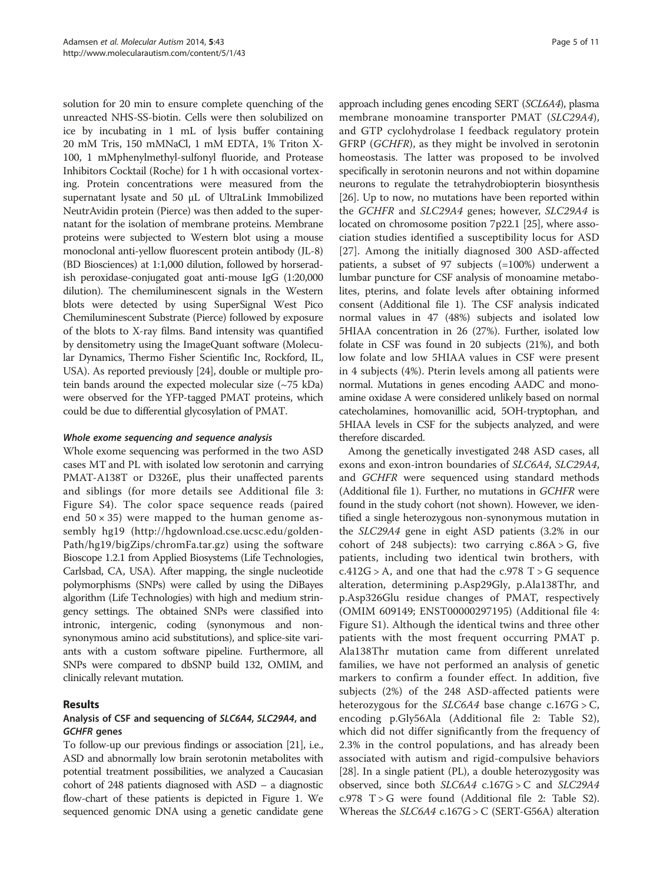solution for 20 min to ensure complete quenching of the unreacted NHS-SS-biotin. Cells were then solubilized on ice by incubating in 1 mL of lysis buffer containing 20 mM Tris, 150 mMNaCl, 1 mM EDTA, 1% Triton X-100, 1 mMphenylmethyl-sulfonyl fluoride, and Protease Inhibitors Cocktail (Roche) for 1 h with occasional vortexing. Protein concentrations were measured from the supernatant lysate and 50 μL of UltraLink Immobilized NeutrAvidin protein (Pierce) was then added to the supernatant for the isolation of membrane proteins. Membrane proteins were subjected to Western blot using a mouse monoclonal anti-yellow fluorescent protein antibody (JL-8) (BD Biosciences) at 1:1,000 dilution, followed by horseradish peroxidase-conjugated goat anti-mouse IgG (1:20,000 dilution). The chemiluminescent signals in the Western blots were detected by using SuperSignal West Pico Chemiluminescent Substrate (Pierce) followed by exposure of the blots to X-ray films. Band intensity was quantified by densitometry using the ImageQuant software (Molecular Dynamics, Thermo Fisher Scientific Inc, Rockford, IL, USA). As reported previously [24], double or multiple protein bands around the expected molecular size (~75 kDa) were observed for the YFP-tagged PMAT proteins, which could be due to differential glycosylation of PMAT.

#### *Whole exome sequencing and sequence analysis*

Whole exome sequencing was performed in the two ASD cases MT and PL with isolated low serotonin and carrying PMAT-A138T or D326E, plus their unaffected parents and siblings (for more details see Additional file 3: Figure S4). The color space sequence reads (paired end 50 × 35) were mapped to the human genome assembly hg19 (http://hgdownload.cse.ucsc.edu/goldenPath/hg19/bigZips/chromFa.tar.gz) using the software Bioscope 1.2.1 from Applied Biosystems (Life Technologies, Carlsbad, CA, USA). After mapping, the single nucleotide polymorphisms (SNPs) were called by using the DiBayes algorithm (Life Technologies) with high and medium stringency settings. The obtained SNPs were classified into intronic, intergenic, coding (synonymous and non-synonymous amino acid substitutions), and splice-site variants with a custom software pipeline. Furthermore, all SNPs were compared to dbSNP build 132, OMIM, and clinically relevant mutation.

## Results

### Analysis of CSF and sequencing of *SLC6A4*, *SLC29A4*, and *GCHFR* genes

To follow-up our previous findings or association [21], i.e., ASD and abnormally low brain serotonin metabolites with potential treatment possibilities, we analyzed a Caucasian cohort of 248 patients diagnosed with ASD – a diagnostic flow-chart of these patients is depicted in Figure 1. We sequenced genomic DNA using a genetic candidate gene approach including genes encoding SERT (*SCL6A4*), plasma membrane monoamine transporter PMAT (*SLC29A4*), and GTP cyclohydrolase I feedback regulatory protein GFRP (*GCHFR*), as they might be involved in serotonin homeostasis. The latter was proposed to be involved specifically in serotonin neurons and not within dopamine neurons to regulate the tetrahydrobiopterin biosynthesis [26]. Up to now, no mutations have been reported within the *GCHFR* and *SLC29A4* genes; however, *SLC29A4* is located on chromosome position 7p22.1 [25], where association studies identified a susceptibility locus for ASD [27]. Among the initially diagnosed 300 ASD-affected patients, a subset of 97 subjects (=100%) underwent a lumbar puncture for CSF analysis of monoamine metabolites, pterins, and folate levels after obtaining informed consent (Additional file 1). The CSF analysis indicated normal values in 47 (48%) subjects and isolated low 5HIAA concentration in 26 (27%). Further, isolated low folate in CSF was found in 20 subjects (21%), and both low folate and low 5HIAA values in CSF were present in 4 subjects (4%). Pterin levels among all patients were normal. Mutations in genes encoding AADC and monoamine oxidase A were considered unlikely based on normal catecholamines, homovanillic acid, 5OH-tryptophan, and 5HIAA levels in CSF for the subjects analyzed, and were therefore discarded.

Among the genetically investigated 248 ASD cases, all exons and exon-intron boundaries of *SLC6A4*, *SLC29A4*, and *GCHFR* were sequenced using standard methods (Additional file 1). Further, no mutations in *GCHFR* were found in the study cohort (not shown). However, we identified a single heterozygous non-synonymous mutation in the *SLC29A4* gene in eight ASD patients (3.2% in our cohort of 248 subjects): two carrying c.86A > G, five patients, including two identical twin brothers, with c.412G > A, and one that had the c.978 T > G sequence alteration, determining p.Asp29Gly, p.Ala138Thr, and p.Asp326Glu residue changes of PMAT, respectively (OMIM 609149; ENST00000297195) (Additional file 4: Figure S1). Although the identical twins and three other patients with the most frequent occurring PMAT p. Ala138Thr mutation came from different unrelated families, we have not performed an analysis of genetic markers to confirm a founder effect. In addition, five subjects (2%) of the 248 ASD-affected patients were heterozygous for the *SLC6A4* base change c.167G > C, encoding p.Gly56Ala (Additional file 2: Table S2), which did not differ significantly from the frequency of 2.3% in the control populations, and has already been associated with autism and rigid-compulsive behaviors [28]. In a single patient (PL), a double heterozygosity was observed, since both *SLC6A4* c.167G > C and *SLC29A4* c.978 T > G were found (Additional file 2: Table S2). Whereas the *SLC6A4* c.167G > C (SERT-G56A) alteration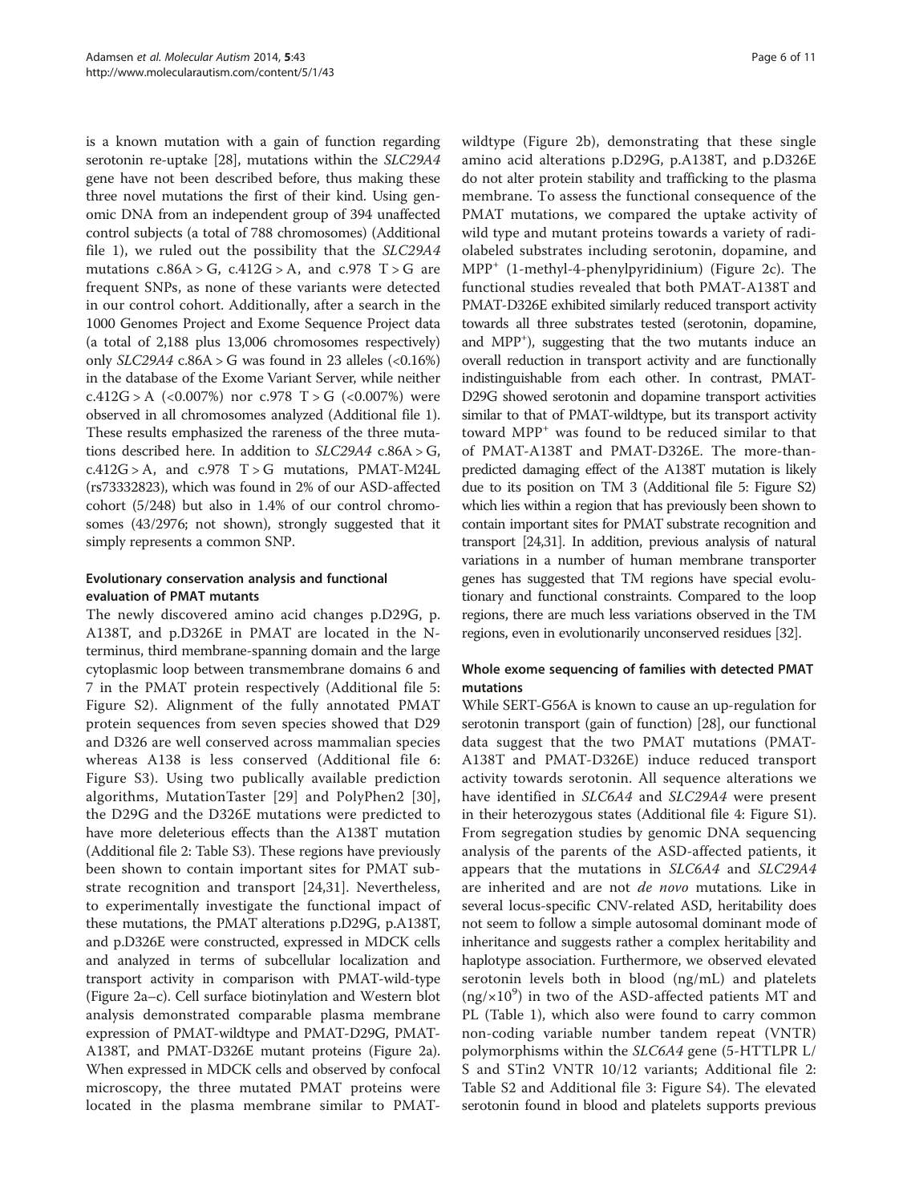is a known mutation with a gain of function regarding serotonin re-uptake [28], mutations within the *SLC29A4* gene have not been described before, thus making these three novel mutations the first of their kind. Using genomic DNA from an independent group of 394 unaffected control subjects (a total of 788 chromosomes) (Additional file 1), we ruled out the possibility that the *SLC29A4* mutations c.86A > G, c.412G > A, and c.978 T > G are frequent SNPs, as none of these variants were detected in our control cohort. Additionally, after a search in the 1000 Genomes Project and Exome Sequence Project data (a total of 2,188 plus 13,006 chromosomes respectively) only *SLC29A4* c.86A > G was found in 23 alleles (<0.16%) in the database of the Exome Variant Server, while neither c.412G > A (<0.007%) nor c.978 T > G (<0.007%) were observed in all chromosomes analyzed (Additional file 1). These results emphasized the rareness of the three mutations described here. In addition to *SLC29A4* c.86A > G, c.412G > A, and c.978 T > G mutations, PMAT-M24L (rs73332823), which was found in 2% of our ASD-affected cohort (5/248) but also in 1.4% of our control chromosomes (43/2976; not shown), strongly suggested that it simply represents a common SNP.

### Evolutionary conservation analysis and functional evaluation of PMAT mutants

The newly discovered amino acid changes p.D29G, p.A138T, and p.D326E in PMAT are located in the N-terminus, third membrane-spanning domain and the large cytoplasmic loop between transmembrane domains 6 and 7 in the PMAT protein respectively (Additional file 5: Figure S2). Alignment of the fully annotated PMAT protein sequences from seven species showed that D29 and D326 are well conserved across mammalian species whereas A138 is less conserved (Additional file 6: Figure S3). Using two publically available prediction algorithms, MutationTaster [29] and PolyPhen2 [30], the D29G and the D326E mutations were predicted to have more deleterious effects than the A138T mutation (Additional file 2: Table S3). These regions have previously been shown to contain important sites for PMAT substrate recognition and transport [24,31]. Nevertheless, to experimentally investigate the functional impact of these mutations, the PMAT alterations p.D29G, p.A138T, and p.D326E were constructed, expressed in MDCK cells and analyzed in terms of subcellular localization and transport activity in comparison with PMAT-wild-type (Figure 2a–c). Cell surface biotinylation and Western blot analysis demonstrated comparable plasma membrane expression of PMAT-wildtype and PMAT-D29G, PMAT-A138T, and PMAT-D326E mutant proteins (Figure 2a). When expressed in MDCK cells and observed by confocal microscopy, the three mutated PMAT proteins were located in the plasma membrane similar to PMAT-wildtype (Figure 2b), demonstrating that these single amino acid alterations p.D29G, p.A138T, and p.D326E do not alter protein stability and trafficking to the plasma membrane. To assess the functional consequence of the PMAT mutations, we compared the uptake activity of wild type and mutant proteins towards a variety of radiolabeled substrates including serotonin, dopamine, and $MPP^+$ (1-methyl-4-phenylpyridinium) (Figure 2c). The functional studies revealed that both PMAT-A138T and PMAT-D326E exhibited similarly reduced transport activity towards all three substrates tested (serotonin, dopamine, and $MPP^+$), suggesting that the two mutants induce an overall reduction in transport activity and are functionally indistinguishable from each other. In contrast, PMAT-D29G showed serotonin and dopamine transport activities similar to that of PMAT-wildtype, but its transport activity toward $MPP^+$ was found to be reduced similar to that of PMAT-A138T and PMAT-D326E. The more-than-predicted damaging effect of the A138T mutation is likely due to its position on TM 3 (Additional file 5: Figure S2) which lies within a region that has previously been shown to contain important sites for PMAT substrate recognition and transport [24,31]. In addition, previous analysis of natural variations in a number of human membrane transporter genes has suggested that TM regions have special evolutionary and functional constraints. Compared to the loop regions, there are much less variations observed in the TM regions, even in evolutionarily unconserved residues [32].

### Whole exome sequencing of families with detected PMAT mutations

While SERT-G56A is known to cause an up-regulation for serotonin transport (gain of function) [28], our functional data suggest that the two PMAT mutations (PMAT-A138T and PMAT-D326E) induce reduced transport activity towards serotonin. All sequence alterations we have identified in *SLC6A4* and *SLC29A4* were present in their heterozygous states (Additional file 4: Figure S1). From segregation studies by genomic DNA sequencing analysis of the parents of the ASD-affected patients, it appears that the mutations in *SLC6A4* and *SLC29A4* are inherited and are not *de novo* mutations. Like in several locus-specific CNV-related ASD, heritability does not seem to follow a simple autosomal dominant mode of inheritance and suggests rather a complex heritability and haplotype association. Furthermore, we observed elevated serotonin levels both in blood (ng/mL) and platelets ($ng/\times10^9$) in two of the ASD-affected patients MT and PL (Table 1), which also were found to carry common non-coding variable number tandem repeat (VNTR) polymorphisms within the *SLC6A4* gene (5-HTTLPR L/S and STin2 VNTR 10/12 variants; Additional file 2: Table S2 and Additional file 3: Figure S4). The elevated serotonin found in blood and platelets supports previous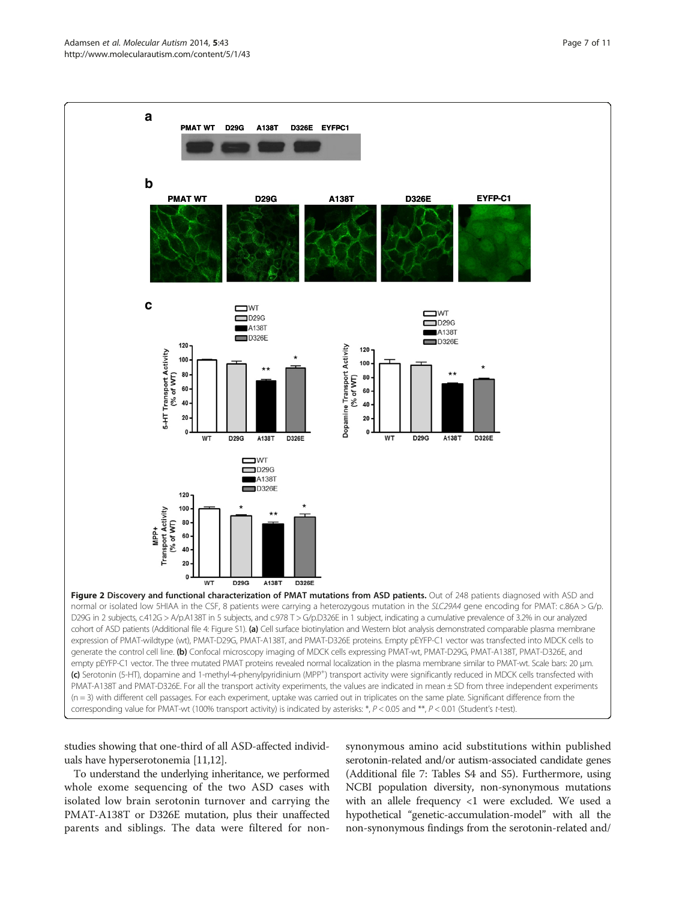**Figure 2 Discovery and functional characterization of PMAT mutations from ASD patients.** Out of 248 patients diagnosed with ASD and normal or isolated low 5HIAA in the CSF, 8 patients were carrying a heterozygous mutation in the *SLC29A4* gene encoding for PMAT: c.86A > G/p.D29G in 2 subjects, c.412G > A/p.A138T in 5 subjects, and c.978 T > G/p.D326E in 1 subject, indicating a cumulative prevalence of 3.2% in our analyzed cohort of ASD patients (Additional file 4: Figure S1). **(a)** Cell surface biotinylation and Western blot analysis demonstrated comparable plasma membrane expression of PMAT-wildtype (wt), PMAT-D29G, PMAT-A138T, and PMAT-D326E proteins. Empty pEYFP-C1 vector was transfected into MDCK cells to generate the control cell line. **(b)** Confocal microscopy imaging of MDCK cells expressing PMAT-wt, PMAT-D29G, PMAT-A138T, PMAT-D326E, and empty pEYFP-C1 vector. The three mutated PMAT proteins revealed normal localization in the plasma membrane similar to PMAT-wt. Scale bars: 20 μm. **(c)** Serotonin (5-HT), dopamine and 1-methyl-4-phenylpyridinium ($MPP^+$) transport activity were significantly reduced in MDCK cells transfected with PMAT-A138T and PMAT-D326E. For all the transport activity experiments, the values are indicated in mean ± SD from three independent experiments (n = 3) with different cell passages. For each experiment, uptake was carried out in triplicates on the same plate. Significant difference from the corresponding value for PMAT-wt (100% transport activity) is indicated by asterisks: *, $P < 0.05$ and **, $P < 0.01$ (Student's *t*-test).

studies showing that one-third of all ASD-affected individuals have hyperserotonemia [11,12].

To understand the underlying inheritance, we performed whole exome sequencing of the two ASD cases with isolated low brain serotonin turnover and carrying the PMAT-A138T or D326E mutation, plus their unaffected parents and siblings. The data were filtered for non-synonymous amino acid substitutions within published serotonin-related and/or autism-associated candidate genes (Additional file 7: Tables S4 and S5). Furthermore, using NCBI population diversity, non-synonymous mutations with an allele frequency <1 were excluded. We used a hypothetical "genetic-accumulation-model" with all the non-synonymous findings from the serotonin-related and/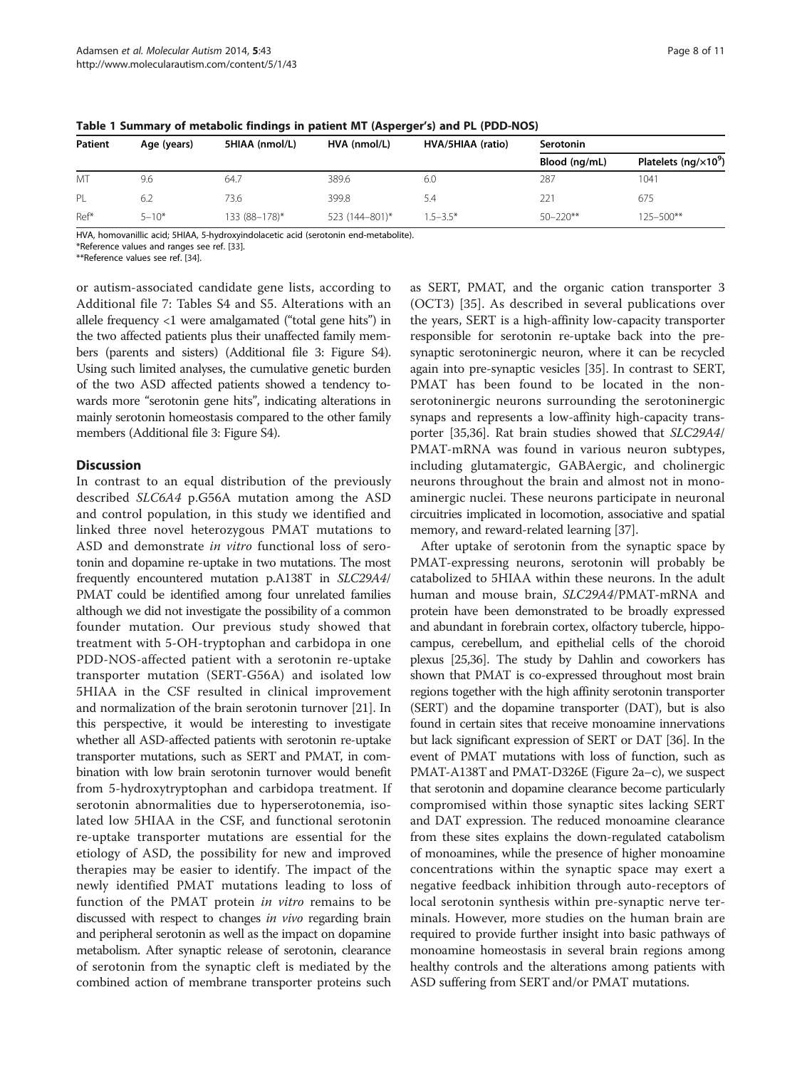**Table 1 Summary of metabolic findings in patient MT (Asperger's) and PL (PDD-NOS)**

| Patient | Age (years) | 5HIAA (nmol/L) | HVA (nmol/L) | HVA/5HIAA (ratio) | Serotonin | |
|---|---|---|---|---|---|---|
| | | | | | Blood (ng/mL) | Platelets (ng/$\times 10^9$) |
| MT | 9.6 | 64.7 | 389.6 | 6.0 | 287 | 1041 |
| PL | 6.2 | 73.6 | 399.8 | 5.4 | 221 | 675 |
| Ref* | 5–10* | 133 (88–178)* | 523 (144–801)* | 1.5–3.5* | 50–220** | 125–500** |

HVA, homovanillic acid; 5HIAA, 5-hydroxyindolacetic acid (serotonin end-metabolite).
*Reference values and ranges see ref. [33].
**Reference values see ref. [34].

or autism-associated candidate gene lists, according to Additional file 7: Tables S4 and S5. Alterations with an allele frequency <1 were amalgamated ("total gene hits") in the two affected patients plus their unaffected family members (parents and sisters) (Additional file 3: Figure S4). Using such limited analyses, the cumulative genetic burden of the two ASD affected patients showed a tendency towards more "serotonin gene hits", indicating alterations in mainly serotonin homeostasis compared to the other family members (Additional file 3: Figure S4).

## Discussion

In contrast to an equal distribution of the previously described *SLC6A4* p.G56A mutation among the ASD and control population, in this study we identified and linked three novel heterozygous PMAT mutations to ASD and demonstrate *in vitro* functional loss of serotonin and dopamine re-uptake in two mutations. The most frequently encountered mutation p.A138T in *SLC29A4*/PMAT could be identified among four unrelated families although we did not investigate the possibility of a common founder mutation. Our previous study showed that treatment with 5-OH-tryptophan and carbidopa in one PDD-NOS-affected patient with a serotonin re-uptake transporter mutation (SERT-G56A) and isolated low 5HIAA in the CSF resulted in clinical improvement and normalization of the brain serotonin turnover [21]. In this perspective, it would be interesting to investigate whether all ASD-affected patients with serotonin re-uptake transporter mutations, such as SERT and PMAT, in combination with low brain serotonin turnover would benefit from 5-hydroxytryptophan and carbidopa treatment. If serotonin abnormalities due to hyperserotonemia, isolated low 5HIAA in the CSF, and functional serotonin re-uptake transporter mutations are essential for the etiology of ASD, the possibility for new and improved therapies may be easier to identify. The impact of the newly identified PMAT mutations leading to loss of function of the PMAT protein *in vitro* remains to be discussed with respect to changes *in vivo* regarding brain and peripheral serotonin as well as the impact on dopamine metabolism. After synaptic release of serotonin, clearance of serotonin from the synaptic cleft is mediated by the combined action of membrane transporter proteins such as SERT, PMAT, and the organic cation transporter 3 (OCT3) [35]. As described in several publications over the years, SERT is a high-affinity low-capacity transporter responsible for serotonin re-uptake back into the pre-synaptic serotoninergic neuron, where it can be recycled again into pre-synaptic vesicles [35]. In contrast to SERT, PMAT has been found to be located in the non-serotoninergic neurons surrounding the serotoninergic synaps and represents a low-affinity high-capacity transporter [35,36]. Rat brain studies showed that *SLC29A4*/PMAT-mRNA was found in various neuron subtypes, including glutamatergic, GABAergic, and cholinergic neurons throughout the brain and almost not in monoaminergic nuclei. These neurons participate in neuronal circuitries implicated in locomotion, associative and spatial memory, and reward-related learning [37].

After uptake of serotonin from the synaptic space by PMAT-expressing neurons, serotonin will probably be catabolized to 5HIAA within these neurons. In the adult human and mouse brain, *SLC29A4*/PMAT-mRNA and protein have been demonstrated to be broadly expressed and abundant in forebrain cortex, olfactory tubercle, hippocampus, cerebellum, and epithelial cells of the choroid plexus [25,36]. The study by Dahlin and coworkers has shown that PMAT is co-expressed throughout most brain regions together with the high affinity serotonin transporter (SERT) and the dopamine transporter (DAT), but is also found in certain sites that receive monoamine innervations but lack significant expression of SERT or DAT [36]. In the event of PMAT mutations with loss of function, such as PMAT-A138T and PMAT-D326E (Figure 2a–c), we suspect that serotonin and dopamine clearance become particularly compromised within those synaptic sites lacking SERT and DAT expression. The reduced monoamine clearance from these sites explains the down-regulated catabolism of monoamines, while the presence of higher monoamine concentrations within the synaptic space may exert a negative feedback inhibition through auto-receptors of local serotonin synthesis within pre-synaptic nerve terminals. However, more studies on the human brain are required to provide further insight into basic pathways of monoamine homeostasis in several brain regions among healthy controls and the alterations among patients with ASD suffering from SERT and/or PMAT mutations.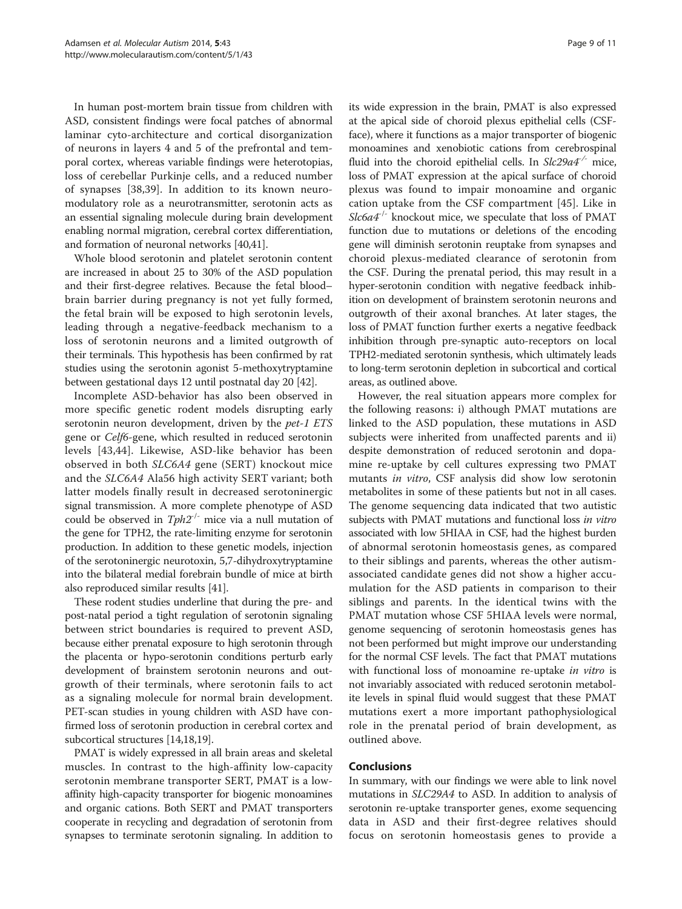In human post-mortem brain tissue from children with ASD, consistent findings were focal patches of abnormal laminar cyto-architecture and cortical disorganization of neurons in layers 4 and 5 of the prefrontal and temporal cortex, whereas variable findings were heterotopias, loss of cerebellar Purkinje cells, and a reduced number of synapses [38,39]. In addition to its known neuromodulatory role as a neurotransmitter, serotonin acts as an essential signaling molecule during brain development enabling normal migration, cerebral cortex differentiation, and formation of neuronal networks [40,41].

Whole blood serotonin and platelet serotonin content are increased in about 25 to 30% of the ASD population and their first-degree relatives. Because the fetal blood–brain barrier during pregnancy is not yet fully formed, the fetal brain will be exposed to high serotonin levels, leading through a negative-feedback mechanism to a loss of serotonin neurons and a limited outgrowth of their terminals. This hypothesis has been confirmed by rat studies using the serotonin agonist 5-methoxytryptamine between gestational days 12 until postnatal day 20 [42].

Incomplete ASD-behavior has also been observed in more specific genetic rodent models disrupting early serotonin neuron development, driven by the *pet-1 ETS* gene or *Celf6*-gene, which resulted in reduced serotonin levels [43,44]. Likewise, ASD-like behavior has been observed in both *SLC6A4* gene (SERT) knockout mice and the *SLC6A4* Ala56 high activity SERT variant; both latter models finally result in decreased serotoninergic signal transmission. A more complete phenotype of ASD could be observed in $Tph2^{-/-}$ mice via a null mutation of the gene for TPH2, the rate-limiting enzyme for serotonin production. In addition to these genetic models, injection of the serotoninergic neurotoxin, 5,7-dihydroxytryptamine into the bilateral medial forebrain bundle of mice at birth also reproduced similar results [41].

These rodent studies underline that during the pre- and post-natal period a tight regulation of serotonin signaling between strict boundaries is required to prevent ASD, because either prenatal exposure to high serotonin through the placenta or hypo-serotonin conditions perturb early development of brainstem serotonin neurons and outgrowth of their terminals, where serotonin fails to act as a signaling molecule for normal brain development. PET-scan studies in young children with ASD have confirmed loss of serotonin production in cerebral cortex and subcortical structures [14,18,19].

PMAT is widely expressed in all brain areas and skeletal muscles. In contrast to the high-affinity low-capacity serotonin membrane transporter SERT, PMAT is a low-affinity high-capacity transporter for biogenic monoamines and organic cations. Both SERT and PMAT transporters cooperate in recycling and degradation of serotonin from synapses to terminate serotonin signaling. In addition to its wide expression in the brain, PMAT is also expressed at the apical side of choroid plexus epithelial cells (CSF-face), where it functions as a major transporter of biogenic monoamines and xenobiotic cations from cerebrospinal fluid into the choroid epithelial cells. In $Slc29a4^{-/-}$ mice, loss of PMAT expression at the apical surface of choroid plexus was found to impair monoamine and organic cation uptake from the CSF compartment [45]. Like in $Slc6a4^{-/-}$ knockout mice, we speculate that loss of PMAT function due to mutations or deletions of the encoding gene will diminish serotonin reuptake from synapses and choroid plexus-mediated clearance of serotonin from the CSF. During the prenatal period, this may result in a hyper-serotonin condition with negative feedback inhibition on development of brainstem serotonin neurons and outgrowth of their axonal branches. At later stages, the loss of PMAT function further exerts a negative feedback inhibition through pre-synaptic auto-receptors on local TPH2-mediated serotonin synthesis, which ultimately leads to long-term serotonin depletion in subcortical and cortical areas, as outlined above.

However, the real situation appears more complex for the following reasons: i) although PMAT mutations are linked to the ASD population, these mutations in ASD subjects were inherited from unaffected parents and ii) despite demonstration of reduced serotonin and dopamine re-uptake by cell cultures expressing two PMAT mutants *in vitro*, CSF analysis did show low serotonin metabolites in some of these patients but not in all cases. The genome sequencing data indicated that two autistic subjects with PMAT mutations and functional loss *in vitro* associated with low 5HIAA in CSF, had the highest burden of abnormal serotonin homeostasis genes, as compared to their siblings and parents, whereas the other autism-associated candidate genes did not show a higher accumulation for the ASD patients in comparison to their siblings and parents. In the identical twins with the PMAT mutation whose CSF 5HIAA levels were normal, genome sequencing of serotonin homeostasis genes has not been performed but might improve our understanding for the normal CSF levels. The fact that PMAT mutations with functional loss of monoamine re-uptake *in vitro* is not invariably associated with reduced serotonin metabolite levels in spinal fluid would suggest that these PMAT mutations exert a more important pathophysiological role in the prenatal period of brain development, as outlined above.

## Conclusions

In summary, with our findings we were able to link novel mutations in *SLC29A4* to ASD. In addition to analysis of serotonin re-uptake transporter genes, exome sequencing data in ASD and their first-degree relatives should focus on serotonin homeostasis genes to provide a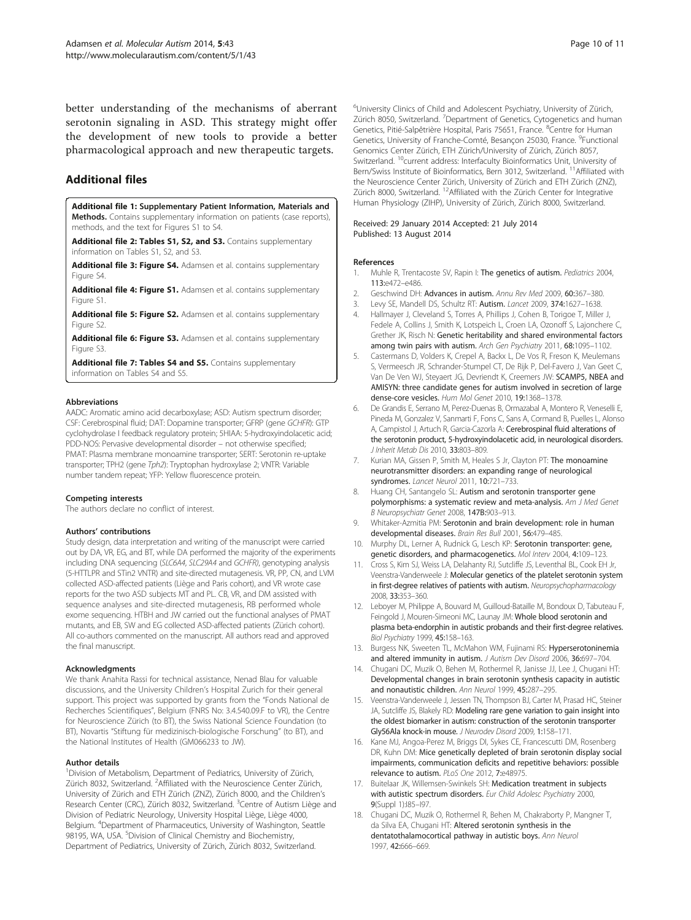better understanding of the mechanisms of aberrant serotonin signaling in ASD. This strategy might offer the development of new tools to provide a better pharmacological approach and new therapeutic targets.

## Additional files

**Additional file 1: Supplementary Patient Information, Materials and Methods.** Contains supplementary information on patients (case reports), methods, and the text for Figures S1 to S4.

**Additional file 2: Tables S1, S2, and S3.** Contains supplementary information on Tables S1, S2, and S3.

**Additional file 3: Figure S4.** Adamsen et al. contains supplementary Figure S4.

**Additional file 4: Figure S1.** Adamsen et al. contains supplementary Figure S1.

**Additional file 5: Figure S2.** Adamsen et al. contains supplementary Figure S2.

**Additional file 6: Figure S3.** Adamsen et al. contains supplementary Figure S3.

**Additional file 7: Tables S4 and S5.** Contains supplementary information on Tables S4 and S5.

#### Abbreviations

AADC: Aromatic amino acid decarboxylase; ASD: Autism spectrum disorder; CSF: Cerebrospinal fluid; DAT: Dopamine transporter; GFRP (gene *GCHFR*): GTP cyclohydrolase I feedback regulatory protein; 5HIAA: 5-hydroxyindolacetic acid; PDD-NOS: Pervasive developmental disorder – not otherwise specified; PMAT: Plasma membrane monoamine transporter; SERT: Serotonin re-uptake transporter; TPH2 (gene *Tph2*): Tryptophan hydroxylase 2; VNTR: Variable number tandem repeat; YFP: Yellow fluorescence protein.

#### Competing interests

The authors declare no conflict of interest.

#### Authors' contributions

Study design, data interpretation and writing of the manuscript were carried out by DA, VR, EG, and BT, while DA performed the majority of the experiments including DNA sequencing (*SLC6A4*, *SLC29A4* and *GCHFR*), genotyping analysis (5-HTTLPR and STin2 VNTR) and site-directed mutagenesis. VR, PP, CN, and LVM collected ASD-affected patients (Liège and Paris cohort), and VR wrote case reports for the two ASD subjects MT and PL. CB, VR, and DM assisted with sequence analyses and site-directed mutagenesis, RB performed whole exome sequencing. HTBH and JW carried out the functional analyses of PMAT mutants, and EB, SW and EG collected ASD-affected patients (Zürich cohort). All co-authors commented on the manuscript. All authors read and approved the final manuscript.

#### Acknowledgments

We thank Anahita Rassi for technical assistance, Nenad Blau for valuable discussions, and the University Children's Hospital Zurich for their general support. This project was supported by grants from the "Fonds National de Recherches Scientifiques", Belgium (FNRS No: 3.4.540.09.F to VR), the Centre for Neuroscience Zürich (to BT), the Swiss National Science Foundation (to BT), Novartis "Stiftung für medizinisch-biologische Forschung" (to BT), and the National Institutes of Health (GM066233 to JW).

#### Author details

[1]Division of Metabolism, Department of Pediatrics, University of Zürich, Zürich 8032, Switzerland. [2]Affiliated with the Neuroscience Center Zürich, University of Zürich and ETH Zürich (ZNZ), Zürich 8000, and the Children's Research Center (CRC), Zürich 8032, Switzerland. [3]Centre of Autism Liège and Division of Pediatric Neurology, University Hospital Liège, Liège 4000, Belgium. [4]Department of Pharmaceutics, University of Washington, Seattle 98195, WA, USA. [5]Division of Clinical Chemistry and Biochemistry, Department of Pediatrics, University of Zürich, Zürich 8032, Switzerland. [6]University Clinics of Child and Adolescent Psychiatry, University of Zürich, Zürich 8050, Switzerland. [7]Department of Genetics, Cytogenetics and human Genetics, Pitié-Salpêtrière Hospital, Paris 75651, France. [8]Centre for Human Genetics, University of Franche-Comté, Besançon 25030, France. [9]Functional Genomics Center Zürich, ETH Zürich/University of Zürich, Zürich 8057, Switzerland. [10]current address: Interfaculty Bioinformatics Unit, University of Bern/Swiss Institute of Bioinformatics, Bern 3012, Switzerland. [11]Affiliated with the Neuroscience Center Zürich, University of Zürich and ETH Zürich (ZNZ), Zürich 8000, Switzerland. [12]Affiliated with the Zürich Center for Integrative Human Physiology (ZIHP), University of Zürich, Zürich 8000, Switzerland.

Received: 29 January 2014 Accepted: 21 July 2014
Published: 13 August 2014

#### References

1. Muhle R, Trentacoste SV, Rapin I: **The genetics of autism.** *Pediatrics* 2004, **113:**e472–e486.
2. Geschwind DH: **Advances in autism.** *Annu Rev Med* 2009, **60:**367–380.
3. Levy SE, Mandell DS, Schultz RT: **Autism.** *Lancet* 2009, **374:**1627–1638.
4. Hallmayer J, Cleveland S, Torres A, Phillips J, Cohen B, Torigoe T, Miller J, Fedele A, Collins J, Smith K, Lotspeich L, Croen LA, Ozonoff S, Lajonchere C, Grether JK, Risch N: **Genetic heritability and shared environmental factors among twin pairs with autism.** *Arch Gen Psychiatry* 2011, **68:**1095–1102.
5. Castermans D, Volders K, Crepel A, Backx L, De Vos R, Freson K, Meulemans S, Vermeesch JR, Schrander-Stumpel CT, De Rijk P, Del-Favero J, Van Geet C, Van De Ven WJ, Steyaert JG, Devriendt K, Creemers JW: **SCAMP5, NBEA and AMISYN: three candidate genes for autism involved in secretion of large dense-core vesicles.** *Hum Mol Genet* 2010, **19:**1368–1378.
6. De Grandis E, Serrano M, Perez-Duenas B, Ormazabal A, Montero R, Veneselli E, Pineda M, Gonzalez V, Sanmarti F, Fons C, Sans A, Cormand B, Puelles L, Alonso A, Campistol J, Artuch R, Garcia-Cazorla A: **Cerebrospinal fluid alterations of the serotonin product, 5-hydroxyindolacetic acid, in neurological disorders.** *J Inherit Metab Dis* 2010, **33:**803–809.
7. Kurian MA, Gissen P, Smith M, Heales S Jr, Clayton PT: **The monoamine neurotransmitter disorders: an expanding range of neurological syndromes.** *Lancet Neurol* 2011, **10:**721–733.
8. Huang CH, Santangelo SL: **Autism and serotonin transporter gene polymorphisms: a systematic review and meta-analysis.** *Am J Med Genet B Neuropsychiatr Genet* 2008, **147B:**903–913.
9. Whitaker-Azmitia PM: **Serotonin and brain development: role in human developmental diseases.** *Brain Res Bull* 2001, **56:**479–485.
10. Murphy DL, Lerner A, Rudnick G, Lesch KP: **Serotonin transporter: gene, genetic disorders, and pharmacogenetics.** *Mol Interv* 2004, **4:**109–123.
11. Cross S, Kim SJ, Weiss LA, Delahanty RJ, Sutcliffe JS, Leventhal BL, Cook EH Jr, Veenstra-Vanderweele J: **Molecular genetics of the platelet serotonin system in first-degree relatives of patients with autism.** *Neuropsychopharmacology* 2008, **33:**353–360.
12. Leboyer M, Philippe A, Bouvard M, Guilloud-Bataille M, Bondoux D, Tabuteau F, Feingold J, Mouren-Simeoni MC, Launay JM: **Whole blood serotonin and plasma beta-endorphin in autistic probands and their first-degree relatives.** *Biol Psychiatry* 1999, **45:**158–163.
13. Burgess NK, Sweeten TL, McMahon WM, Fujinami RS: **Hyperserotoninemia and altered immunity in autism.** *J Autism Dev Disord* 2006, **36:**697–704.
14. Chugani DC, Muzik O, Behen M, Rothermel R, Janisse JJ, Lee J, Chugani HT: **Developmental changes in brain serotonin synthesis capacity in autistic and nonautistic children.** *Ann Neurol* 1999, **45:**287–295.
15. Veenstra-Vanderweele J, Jessen TN, Thompson BJ, Carter M, Prasad HC, Steiner JA, Sutcliffe JS, Blakely RD: **Modeling rare gene variation to gain insight into the oldest biomarker in autism: construction of the serotonin transporter Gly56Ala knock-in mouse.** *J Neurodev Disord* 2009, **1:**158–171.
16. Kane MJ, Angoa-Perez M, Briggs DI, Sykes CE, Francescutti DM, Rosenberg DR, Kuhn DM: **Mice genetically depleted of brain serotonin display social impairments, communication deficits and repetitive behaviors: possible relevance to autism.** *PLoS One* 2012, **7:**e48975.
17. Buitelaar JK, Willemsen-Swinkels SH: **Medication treatment in subjects with autistic spectrum disorders.** *Eur Child Adolesc Psychiatry* 2000, **9**(Suppl 1)**:**I85–I97.
18. Chugani DC, Muzik O, Rothermel R, Behen M, Chakraborty P, Mangner T, da Silva EA, Chugani HT: **Altered serotonin synthesis in the dentatothalamocortical pathway in autistic boys.** *Ann Neurol* 1997, **42:**666–669.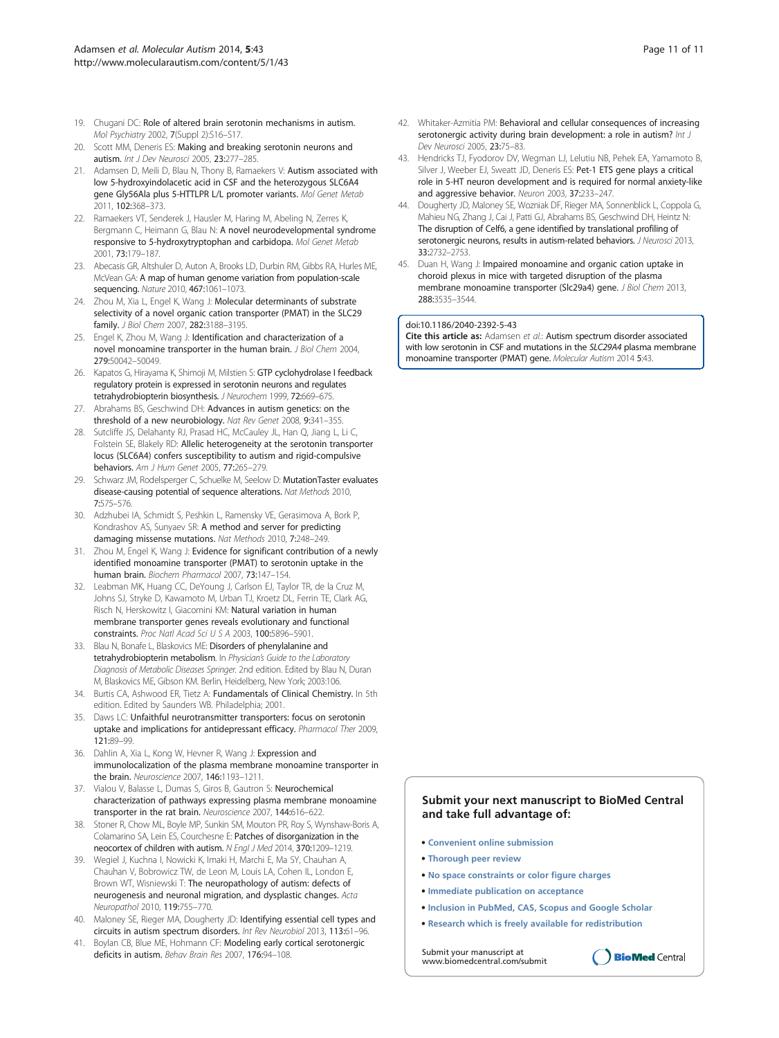19. Chugani DC: Role of altered brain serotonin mechanisms in autism. *Mol Psychiatry* 2002, **7**(Suppl 2):S16–S17.
20. Scott MM, Deneris ES: Making and breaking serotonin neurons and autism. *Int J Dev Neurosci* 2005, **23**:277–285.
21. Adamsen D, Meili D, Blau N, Thony B, Ramaekers V: Autism associated with low 5-hydroxyindolacetic acid in CSF and the heterozygous SLC6A4 gene Gly56Ala plus 5-HTTLPR L/L promoter variants. *Mol Genet Metab* 2011, **102**:368–373.
22. Ramaekers VT, Senderek J, Hausler M, Haring M, Abeling N, Zerres K, Bergmann C, Heimann G, Blau N: A novel neurodevelopmental syndrome responsive to 5-hydroxytryptophan and carbidopa. *Mol Genet Metab* 2001, **73**:179–187.
23. Abecasis GR, Altshuler D, Auton A, Brooks LD, Durbin RM, Gibbs RA, Hurles ME, McVean GA: A map of human genome variation from population-scale sequencing. *Nature* 2010, **467**:1061–1073.
24. Zhou M, Xia L, Engel K, Wang J: Molecular determinants of substrate selectivity of a novel organic cation transporter (PMAT) in the SLC29 family. *J Biol Chem* 2007, **282**:3188–3195.
25. Engel K, Zhou M, Wang J: Identification and characterization of a novel monoamine transporter in the human brain. *J Biol Chem* 2004, **279**:50042–50049.
26. Kapatos G, Hirayama K, Shimoji M, Milstien S: GTP cyclohydrolase I feedback regulatory protein is expressed in serotonin neurons and regulates tetrahydrobiopterin biosynthesis. *J Neurochem* 1999, **72**:669–675.
27. Abrahams BS, Geschwind DH: Advances in autism genetics: on the threshold of a new neurobiology. *Nat Rev Genet* 2008, **9**:341–355.
28. Sutcliffe JS, Delahanty RJ, Prasad HC, McCauley JL, Han Q, Jiang L, Li C, Folstein SE, Blakely RD: Allelic heterogeneity at the serotonin transporter locus (SLC6A4) confers susceptibility to autism and rigid-compulsive behaviors. *Am J Hum Genet* 2005, **77**:265–279.
29. Schwarz JM, Rodelsperger C, Schuelke M, Seelow D: MutationTaster evaluates disease-causing potential of sequence alterations. *Nat Methods* 2010, **7**:575–576.
30. Adzhubei IA, Schmidt S, Peshkin L, Ramensky VE, Gerasimova A, Bork P, Kondrashov AS, Sunyaev SR: A method and server for predicting damaging missense mutations. *Nat Methods* 2010, **7**:248–249.
31. Zhou M, Engel K, Wang J: Evidence for significant contribution of a newly identified monoamine transporter (PMAT) to serotonin uptake in the human brain. *Biochem Pharmacol* 2007, **73**:147–154.
32. Leabman MK, Huang CC, DeYoung J, Carlson EJ, Taylor TR, de la Cruz M, Johns SJ, Stryke D, Kawamoto M, Urban TJ, Kroetz DL, Ferrin TE, Clark AG, Risch N, Herskowitz I, Giacomini KM: Natural variation in human membrane transporter genes reveals evolutionary and functional constraints. *Proc Natl Acad Sci U S A* 2003, **100**:5896–5901.
33. Blau N, Bonafe L, Blaskovics ME: Disorders of phenylalanine and tetrahydrobiopterin metabolism. In *Physician's Guide to the Laboratory Diagnosis of Metabolic Diseases Springer*. 2nd edition. Edited by Blau N, Duran M, Blaskovics ME, Gibson KM. Berlin, Heidelberg, New York; 2003:106.
34. Burtis CA, Ashwood ER, Tietz A: Fundamentals of Clinical Chemistry. In 5th edition. Edited by Saunders WB. Philadelphia; 2001.
35. Daws LC: Unfaithful neurotransmitter transporters: focus on serotonin uptake and implications for antidepressant efficacy. *Pharmacol Ther* 2009, **121**:89–99.
36. Dahlin A, Xia L, Kong W, Hevner R, Wang J: Expression and immunolocalization of the plasma membrane monoamine transporter in the brain. *Neuroscience* 2007, **146**:1193–1211.
37. Vialou V, Balasse L, Dumas S, Giros B, Gautron S: Neurochemical characterization of pathways expressing plasma membrane monoamine transporter in the rat brain. *Neuroscience* 2007, **144**:616–622.
38. Stoner R, Chow ML, Boyle MP, Sunkin SM, Mouton PR, Roy S, Wynshaw-Boris A, Colamarino SA, Lein ES, Courchesne E: Patches of disorganization in the neocortex of children with autism. *N Engl J Med* 2014, **370**:1209–1219.
39. Wegiel J, Kuchna I, Nowicki K, Imaki H, Marchi E, Ma SY, Chauhan A, Chauhan V, Bobrowicz TW, de Leon M, Louis LA, Cohen IL, London E, Brown WT, Wisniewski T: The neuropathology of autism: defects of neurogenesis and neuronal migration, and dysplastic changes. *Acta Neuropathol* 2010, **119**:755–770.
40. Maloney SE, Rieger MA, Dougherty JD: Identifying essential cell types and circuits in autism spectrum disorders. *Int Rev Neurobiol* 2013, **113**:61–96.
41. Boylan CB, Blue ME, Hohmann CF: Modeling early cortical serotonergic deficits in autism. *Behav Brain Res* 2007, **176**:94–108.
42. Whitaker-Azmitia PM: Behavioral and cellular consequences of increasing serotonergic activity during brain development: a role in autism? *Int J Dev Neurosci* 2005, **23**:75–83.
43. Hendricks TJ, Fyodorov DV, Wegman LJ, Lelutiu NB, Pehek EA, Yamamoto B, Silver J, Weeber EJ, Sweatt JD, Deneris ES: Pet-1 ETS gene plays a critical role in 5-HT neuron development and is required for normal anxiety-like and aggressive behavior. *Neuron* 2003, **37**:233–247.
44. Dougherty JD, Maloney SE, Wozniak DF, Rieger MA, Sonnenblick L, Coppola G, Mahieu NG, Zhang J, Cai J, Patti GJ, Abrahams BS, Geschwind DH, Heintz N: The disruption of Celf6, a gene identified by translational profiling of serotonergic neurons, results in autism-related behaviors. *J Neurosci* 2013, **33**:2732–2753.
45. Duan H, Wang J: Impaired monoamine and organic cation uptake in choroid plexus in mice with targeted disruption of the plasma membrane monoamine transporter (Slc29a4) gene. *J Biol Chem* 2013, **288**:3535–3544.

doi:10.1186/2040-2392-5-43

**Cite this article as:** Adamsen *et al.*: Autism spectrum disorder associated with low serotonin in CSF and mutations in the *SLC29A4* plasma membrane monoamine transporter (PMAT) gene. *Molecular Autism* 2014 **5**:43.

**Submit your next manuscript to BioMed Central and take full advantage of:**

- **Convenient online submission**
- **Thorough peer review**
- **No space constraints or color figure charges**
- **Immediate publication on acceptance**
- **Inclusion in PubMed, CAS, Scopus and Google Scholar**
- **Research which is freely available for redistribution**

Submit your manuscript at www.biomedcentral.com/submit

BioMed Central